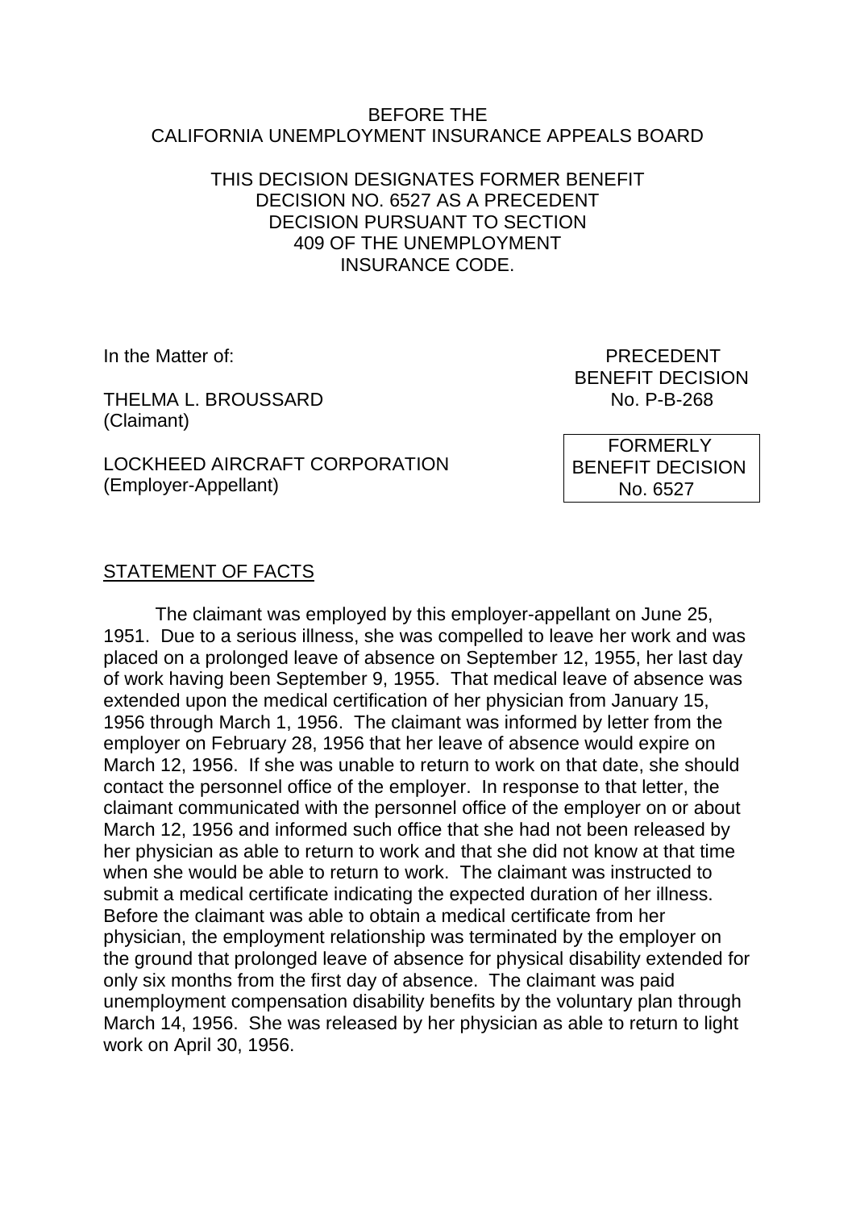BEFORE THE
CALIFORNIA UNEMPLOYMENT INSURANCE APPEALS BOARD

THIS DECISION DESIGNATES FORMER BENEFIT DECISION NO. 6527 AS A PRECEDENT DECISION PURSUANT TO SECTION 409 OF THE UNEMPLOYMENT INSURANCE CODE.

In the Matter of:

THELMA L. BROUSSARD
(Claimant)

LOCKHEED AIRCRAFT CORPORATION
(Employer-Appellant)

PRECEDENT
BENEFIT DECISION
No. P-B-268

FORMERLY
BENEFIT DECISION
No. 6527

STATEMENT OF FACTS

The claimant was employed by this employer-appellant on June 25, 1951. Due to a serious illness, she was compelled to leave her work and was placed on a prolonged leave of absence on September 12, 1955, her last day of work having been September 9, 1955. That medical leave of absence was extended upon the medical certification of her physician from January 15, 1956 through March 1, 1956. The claimant was informed by letter from the employer on February 28, 1956 that her leave of absence would expire on March 12, 1956. If she was unable to return to work on that date, she should contact the personnel office of the employer. In response to that letter, the claimant communicated with the personnel office of the employer on or about March 12, 1956 and informed such office that she had not been released by her physician as able to return to work and that she did not know at that time when she would be able to return to work. The claimant was instructed to submit a medical certificate indicating the expected duration of her illness. Before the claimant was able to obtain a medical certificate from her physician, the employment relationship was terminated by the employer on the ground that prolonged leave of absence for physical disability extended for only six months from the first day of absence. The claimant was paid unemployment compensation disability benefits by the voluntary plan through March 14, 1956. She was released by her physician as able to return to light work on April 30, 1956.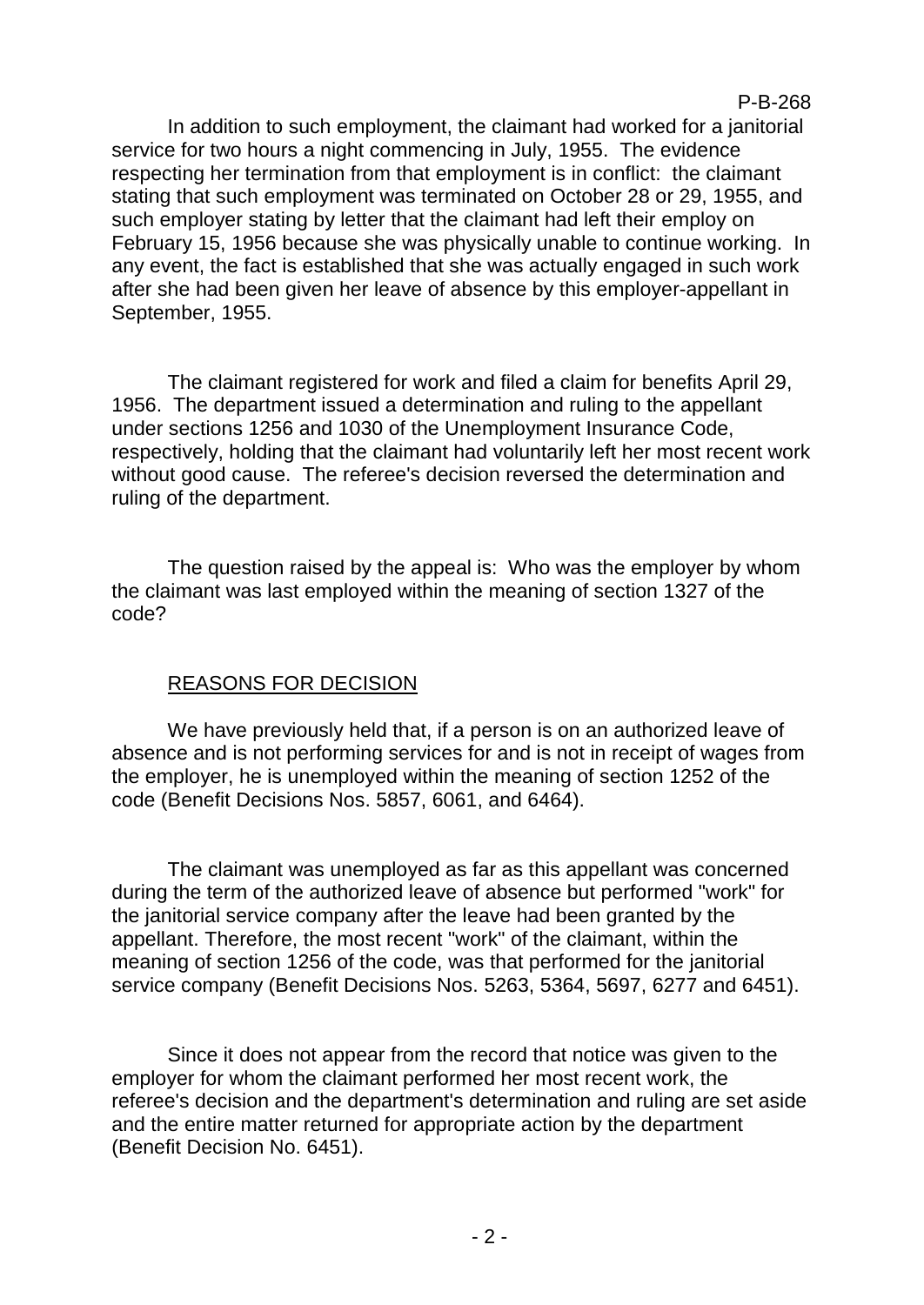In addition to such employment, the claimant had worked for a janitorial service for two hours a night commencing in July, 1955. The evidence respecting her termination from that employment is in conflict: the claimant stating that such employment was terminated on October 28 or 29, 1955, and such employer stating by letter that the claimant had left their employ on February 15, 1956 because she was physically unable to continue working. In any event, the fact is established that she was actually engaged in such work after she had been given her leave of absence by this employer-appellant in September, 1955.

The claimant registered for work and filed a claim for benefits April 29, 1956. The department issued a determination and ruling to the appellant under sections 1256 and 1030 of the Unemployment Insurance Code, respectively, holding that the claimant had voluntarily left her most recent work without good cause. The referee's decision reversed the determination and ruling of the department.

The question raised by the appeal is: Who was the employer by whom the claimant was last employed within the meaning of section 1327 of the code?

## REASONS FOR DECISION

We have previously held that, if a person is on an authorized leave of absence and is not performing services for and is not in receipt of wages from the employer, he is unemployed within the meaning of section 1252 of the code (Benefit Decisions Nos. 5857, 6061, and 6464).

The claimant was unemployed as far as this appellant was concerned during the term of the authorized leave of absence but performed "work" for the janitorial service company after the leave had been granted by the appellant. Therefore, the most recent "work" of the claimant, within the meaning of section 1256 of the code, was that performed for the janitorial service company (Benefit Decisions Nos. 5263, 5364, 5697, 6277 and 6451).

Since it does not appear from the record that notice was given to the employer for whom the claimant performed her most recent work, the referee's decision and the department's determination and ruling are set aside and the entire matter returned for appropriate action by the department (Benefit Decision No. 6451).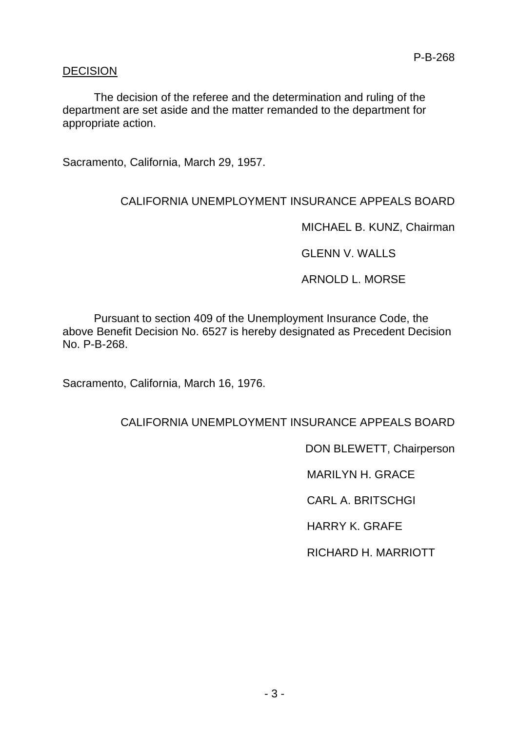## DECISION

The decision of the referee and the determination and ruling of the department are set aside and the matter remanded to the department for appropriate action.

Sacramento, California, March 29, 1957.

CALIFORNIA UNEMPLOYMENT INSURANCE APPEALS BOARD

MICHAEL B. KUNZ, Chairman

GLENN V. WALLS

ARNOLD L. MORSE

Pursuant to section 409 of the Unemployment Insurance Code, the above Benefit Decision No. 6527 is hereby designated as Precedent Decision No. P-B-268.

Sacramento, California, March 16, 1976.

CALIFORNIA UNEMPLOYMENT INSURANCE APPEALS BOARD

DON BLEWETT, Chairperson

MARILYN H. GRACE

CARL A. BRITSCHGI

HARRY K. GRAFE

RICHARD H. MARRIOTT